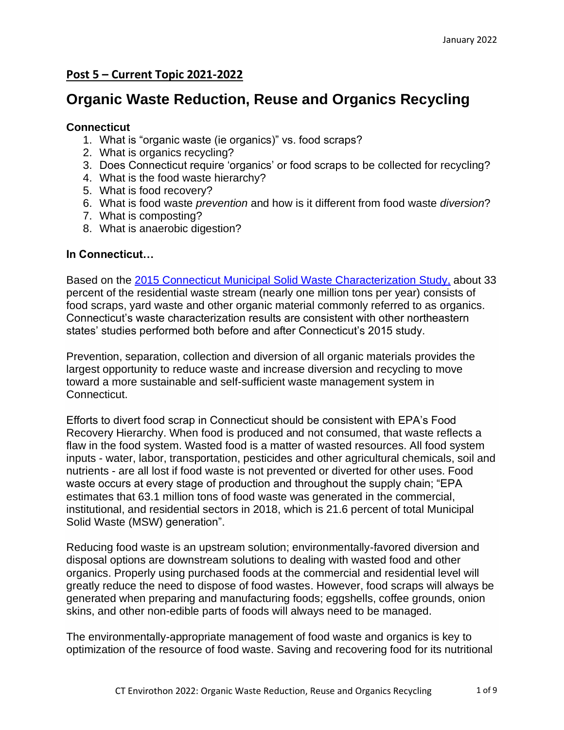January 2022

## **Post 5 – Current Topic 2021-2022**

# Organic Waste Reduction, Reuse and Organics Recycling

### Connecticut

1. What is "organic waste (ie organics)" vs. food scraps?
2. What is organics recycling?
3. Does Connecticut require 'organics' or food scraps to be collected for recycling?
4. What is the food waste hierarchy?
5. What is food recovery?
6. What is food waste *prevention* and how is it different from food waste *diversion*?
7. What is composting?
8. What is anaerobic digestion?

### In Connecticut…

Based on the 2015 Connecticut Municipal Solid Waste Characterization Study, about 33 percent of the residential waste stream (nearly one million tons per year) consists of food scraps, yard waste and other organic material commonly referred to as organics. Connecticut's waste characterization results are consistent with other northeastern states' studies performed both before and after Connecticut's 2015 study.

Prevention, separation, collection and diversion of all organic materials provides the largest opportunity to reduce waste and increase diversion and recycling to move toward a more sustainable and self-sufficient waste management system in Connecticut.

Efforts to divert food scrap in Connecticut should be consistent with EPA's Food Recovery Hierarchy. When food is produced and not consumed, that waste reflects a flaw in the food system. Wasted food is a matter of wasted resources. All food system inputs - water, labor, transportation, pesticides and other agricultural chemicals, soil and nutrients - are all lost if food waste is not prevented or diverted for other uses. Food waste occurs at every stage of production and throughout the supply chain; "EPA estimates that 63.1 million tons of food waste was generated in the commercial, institutional, and residential sectors in 2018, which is 21.6 percent of total Municipal Solid Waste (MSW) generation".

Reducing food waste is an upstream solution; environmentally-favored diversion and disposal options are downstream solutions to dealing with wasted food and other organics. Properly using purchased foods at the commercial and residential level will greatly reduce the need to dispose of food wastes. However, food scraps will always be generated when preparing and manufacturing foods; eggshells, coffee grounds, onion skins, and other non-edible parts of foods will always need to be managed.

The environmentally-appropriate management of food waste and organics is key to optimization of the resource of food waste. Saving and recovering food for its nutritional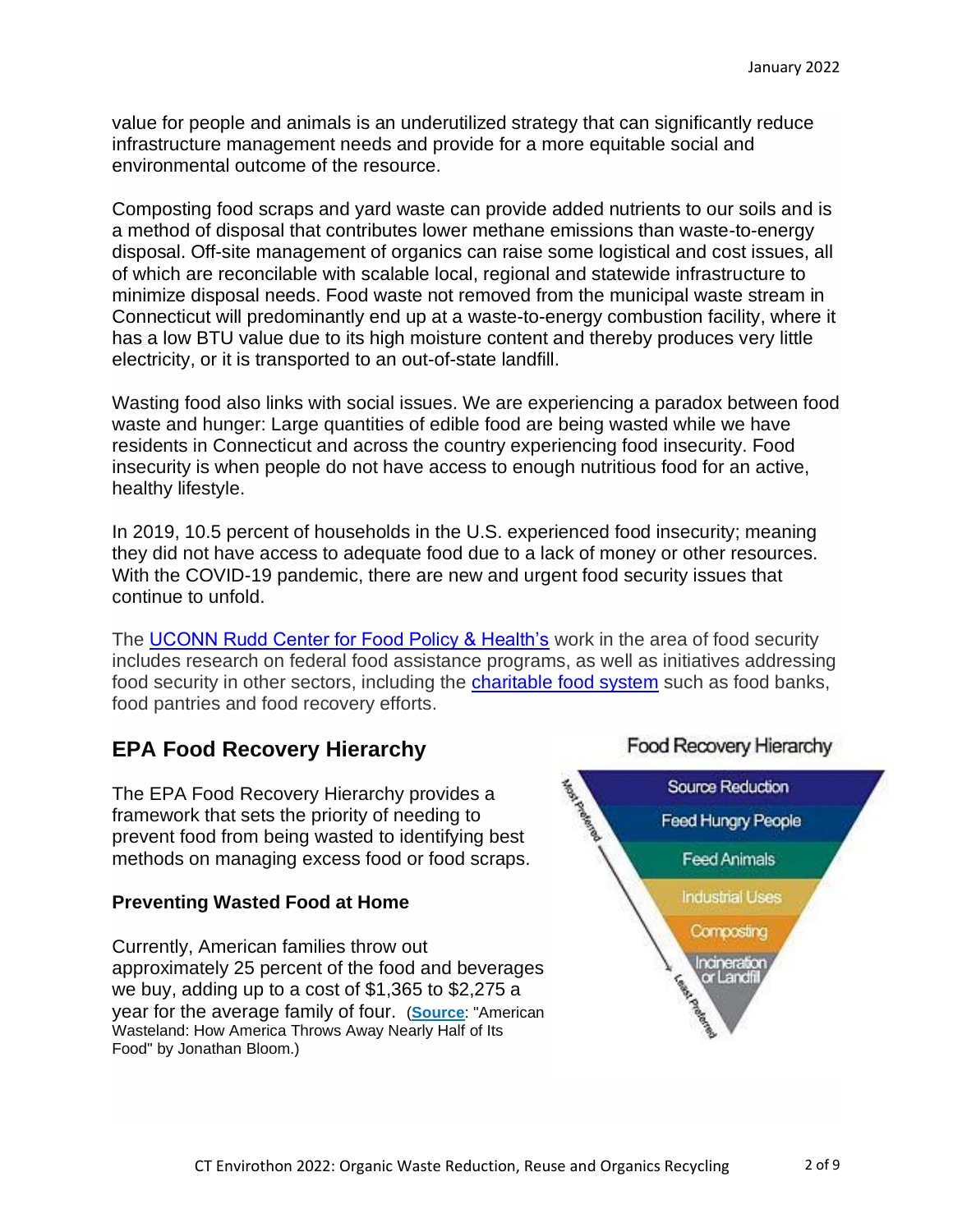value for people and animals is an underutilized strategy that can significantly reduce infrastructure management needs and provide for a more equitable social and environmental outcome of the resource.

Composting food scraps and yard waste can provide added nutrients to our soils and is a method of disposal that contributes lower methane emissions than waste-to-energy disposal. Off-site management of organics can raise some logistical and cost issues, all of which are reconcilable with scalable local, regional and statewide infrastructure to minimize disposal needs. Food waste not removed from the municipal waste stream in Connecticut will predominantly end up at a waste-to-energy combustion facility, where it has a low BTU value due to its high moisture content and thereby produces very little electricity, or it is transported to an out-of-state landfill.

Wasting food also links with social issues. We are experiencing a paradox between food waste and hunger: Large quantities of edible food are being wasted while we have residents in Connecticut and across the country experiencing food insecurity. Food insecurity is when people do not have access to enough nutritious food for an active, healthy lifestyle.

In 2019, 10.5 percent of households in the U.S. experienced food insecurity; meaning they did not have access to adequate food due to a lack of money or other resources. With the COVID-19 pandemic, there are new and urgent food security issues that continue to unfold.

The UCONN Rudd Center for Food Policy & Health's work in the area of food security includes research on federal food assistance programs, as well as initiatives addressing food security in other sectors, including the charitable food system such as food banks, food pantries and food recovery efforts.

## EPA Food Recovery Hierarchy

The EPA Food Recovery Hierarchy provides a framework that sets the priority of needing to prevent food from being wasted to identifying best methods on managing excess food or food scraps.

**Food Recovery Hierarchy** (Most Preferred → Least Preferred)

- Source Reduction
- Feed Hungry People
- Feed Animals
- Industrial Uses
- Composting
- Incineration or Landfill

### Preventing Wasted Food at Home

Currently, American families throw out approximately 25 percent of the food and beverages we buy, adding up to a cost of $1,365 to $2,275 a year for the average family of four. (**Source**: "American Wasteland: How America Throws Away Nearly Half of Its Food" by Jonathan Bloom.)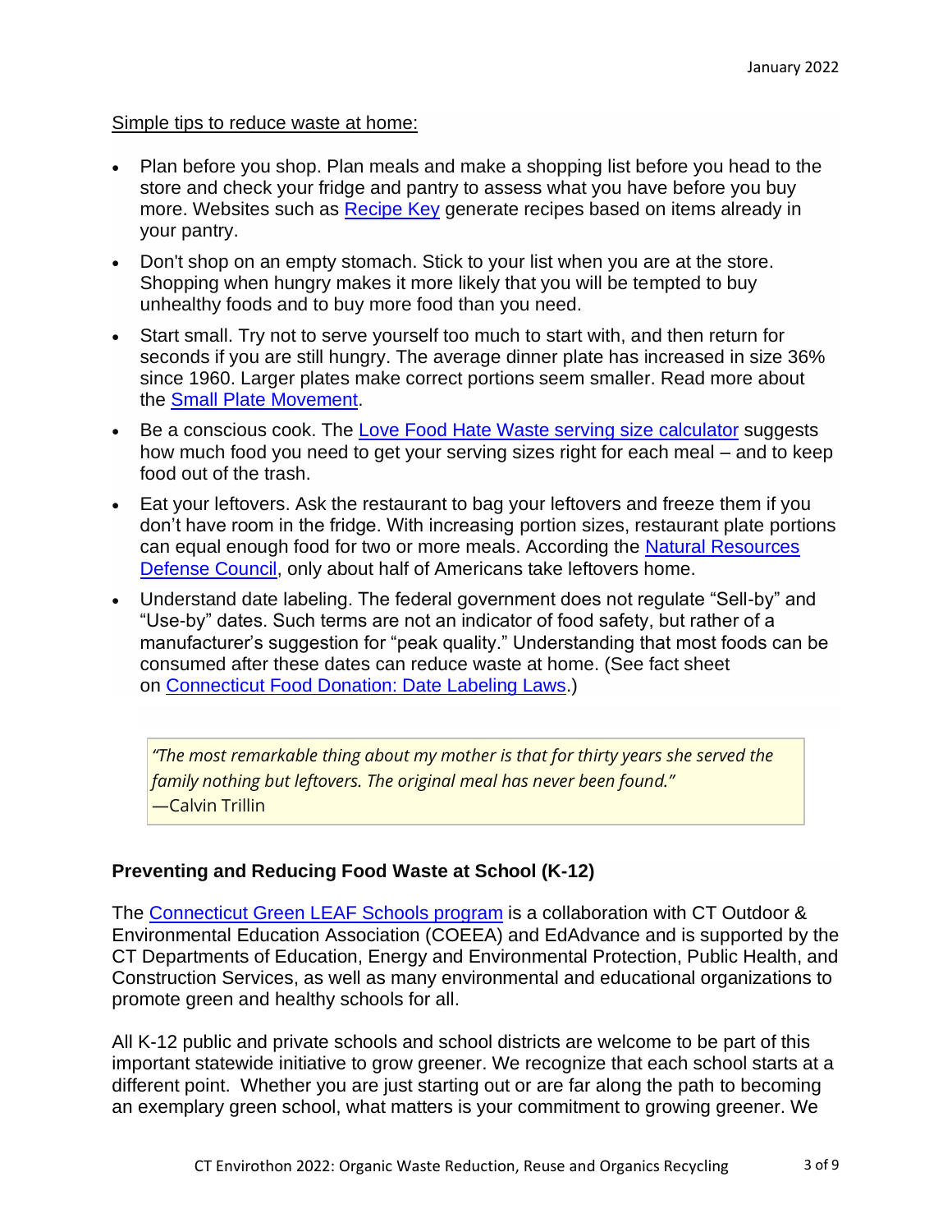Simple tips to reduce waste at home:

- Plan before you shop. Plan meals and make a shopping list before you head to the store and check your fridge and pantry to assess what you have before you buy more. Websites such as Recipe Key generate recipes based on items already in your pantry.
- Don't shop on an empty stomach. Stick to your list when you are at the store. Shopping when hungry makes it more likely that you will be tempted to buy unhealthy foods and to buy more food than you need.
- Start small. Try not to serve yourself too much to start with, and then return for seconds if you are still hungry. The average dinner plate has increased in size 36% since 1960. Larger plates make correct portions seem smaller. Read more about the Small Plate Movement.
- Be a conscious cook. The Love Food Hate Waste serving size calculator suggests how much food you need to get your serving sizes right for each meal – and to keep food out of the trash.
- Eat your leftovers. Ask the restaurant to bag your leftovers and freeze them if you don't have room in the fridge. With increasing portion sizes, restaurant plate portions can equal enough food for two or more meals. According the Natural Resources Defense Council, only about half of Americans take leftovers home.
- Understand date labeling. The federal government does not regulate "Sell-by" and "Use-by" dates. Such terms are not an indicator of food safety, but rather of a manufacturer's suggestion for "peak quality." Understanding that most foods can be consumed after these dates can reduce waste at home. (See fact sheet on Connecticut Food Donation: Date Labeling Laws.)

> *"The most remarkable thing about my mother is that for thirty years she served the family nothing but leftovers. The original meal has never been found."*
> —Calvin Trillin

**Preventing and Reducing Food Waste at School (K-12)**

The Connecticut Green LEAF Schools program is a collaboration with CT Outdoor & Environmental Education Association (COEEA) and EdAdvance and is supported by the CT Departments of Education, Energy and Environmental Protection, Public Health, and Construction Services, as well as many environmental and educational organizations to promote green and healthy schools for all.

All K-12 public and private schools and school districts are welcome to be part of this important statewide initiative to grow greener. We recognize that each school starts at a different point. Whether you are just starting out or are far along the path to becoming an exemplary green school, what matters is your commitment to growing greener. We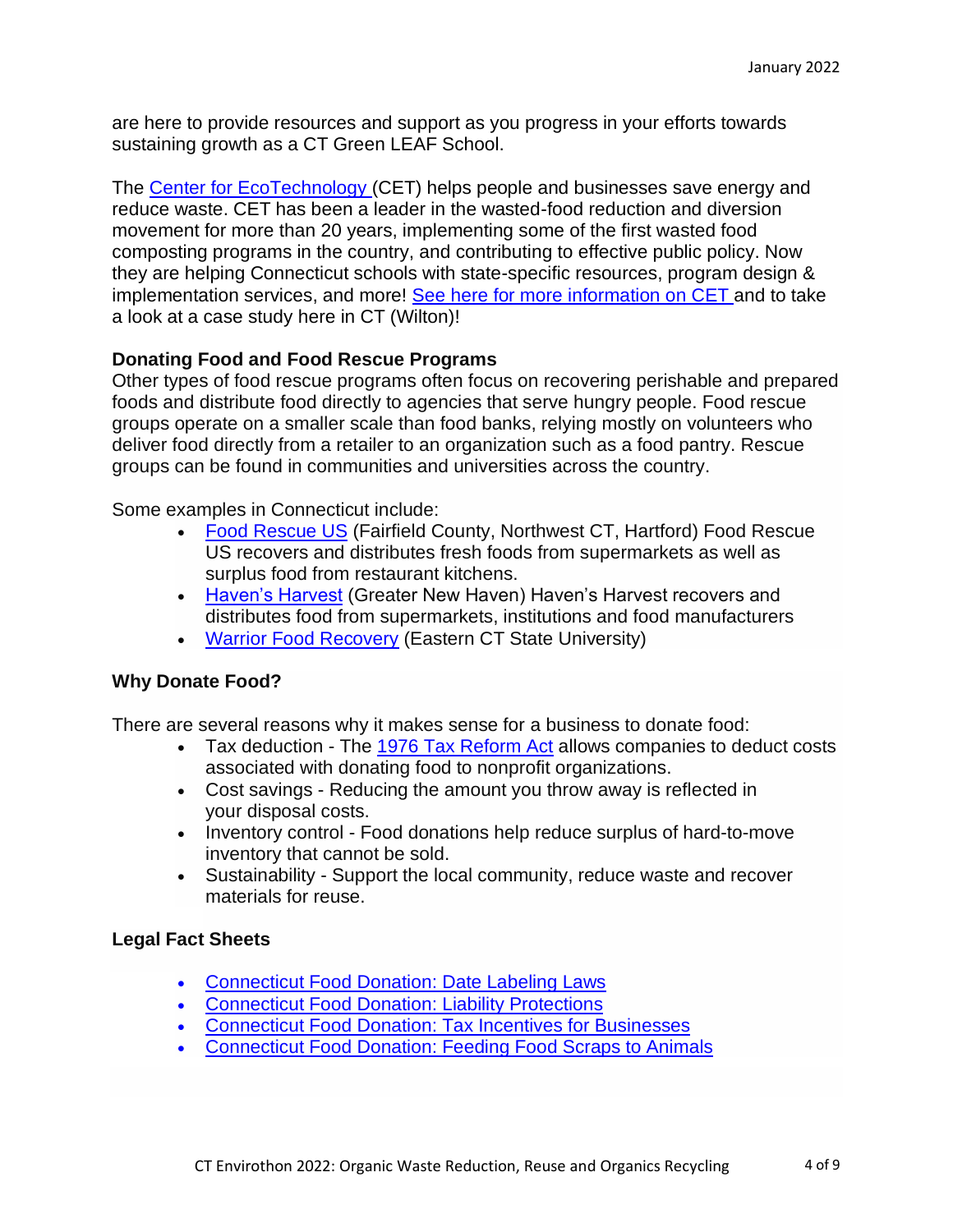are here to provide resources and support as you progress in your efforts towards sustaining growth as a CT Green LEAF School.

The Center for EcoTechnology (CET) helps people and businesses save energy and reduce waste. CET has been a leader in the wasted-food reduction and diversion movement for more than 20 years, implementing some of the first wasted food composting programs in the country, and contributing to effective public policy. Now they are helping Connecticut schools with state-specific resources, program design & implementation services, and more! See here for more information on CET and to take a look at a case study here in CT (Wilton)!

### Donating Food and Food Rescue Programs

Other types of food rescue programs often focus on recovering perishable and prepared foods and distribute food directly to agencies that serve hungry people. Food rescue groups operate on a smaller scale than food banks, relying mostly on volunteers who deliver food directly from a retailer to an organization such as a food pantry. Rescue groups can be found in communities and universities across the country.

Some examples in Connecticut include:

- Food Rescue US (Fairfield County, Northwest CT, Hartford) Food Rescue US recovers and distributes fresh foods from supermarkets as well as surplus food from restaurant kitchens.
- Haven's Harvest (Greater New Haven) Haven's Harvest recovers and distributes food from supermarkets, institutions and food manufacturers
- Warrior Food Recovery (Eastern CT State University)

### Why Donate Food?

There are several reasons why it makes sense for a business to donate food:

- Tax deduction - The 1976 Tax Reform Act allows companies to deduct costs associated with donating food to nonprofit organizations.
- Cost savings - Reducing the amount you throw away is reflected in your disposal costs.
- Inventory control - Food donations help reduce surplus of hard-to-move inventory that cannot be sold.
- Sustainability - Support the local community, reduce waste and recover materials for reuse.

### Legal Fact Sheets

- Connecticut Food Donation: Date Labeling Laws
- Connecticut Food Donation: Liability Protections
- Connecticut Food Donation: Tax Incentives for Businesses
- Connecticut Food Donation: Feeding Food Scraps to Animals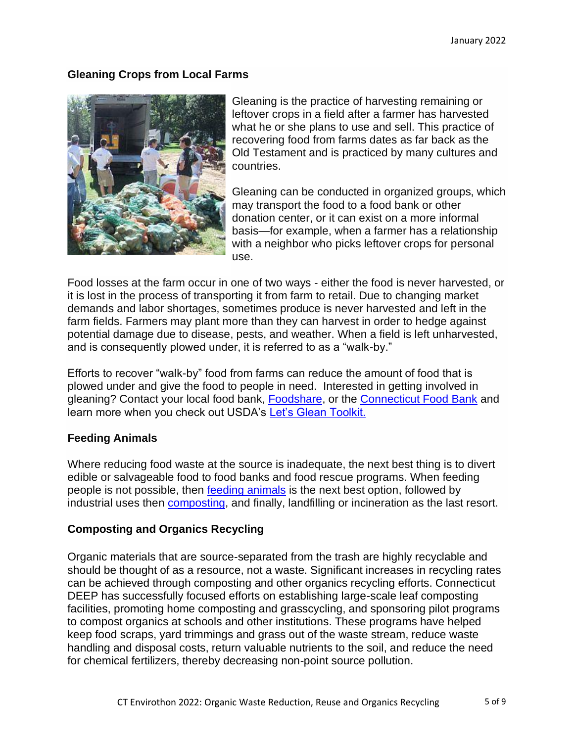### Gleaning Crops from Local Farms

Gleaning is the practice of harvesting remaining or leftover crops in a field after a farmer has harvested what he or she plans to use and sell. This practice of recovering food from farms dates as far back as the Old Testament and is practiced by many cultures and countries.

Gleaning can be conducted in organized groups, which may transport the food to a food bank or other donation center, or it can exist on a more informal basis—for example, when a farmer has a relationship with a neighbor who picks leftover crops for personal use.

Food losses at the farm occur in one of two ways - either the food is never harvested, or it is lost in the process of transporting it from farm to retail. Due to changing market demands and labor shortages, sometimes produce is never harvested and left in the farm fields. Farmers may plant more than they can harvest in order to hedge against potential damage due to disease, pests, and weather. When a field is left unharvested, and is consequently plowed under, it is referred to as a "walk-by."

Efforts to recover "walk-by" food from farms can reduce the amount of food that is plowed under and give the food to people in need. Interested in getting involved in gleaning? Contact your local food bank, Foodshare, or the Connecticut Food Bank and learn more when you check out USDA's Let's Glean Toolkit.

### Feeding Animals

Where reducing food waste at the source is inadequate, the next best thing is to divert edible or salvageable food to food banks and food rescue programs. When feeding people is not possible, then feeding animals is the next best option, followed by industrial uses then composting, and finally, landfilling or incineration as the last resort.

### Composting and Organics Recycling

Organic materials that are source-separated from the trash are highly recyclable and should be thought of as a resource, not a waste. Significant increases in recycling rates can be achieved through composting and other organics recycling efforts. Connecticut DEEP has successfully focused efforts on establishing large-scale leaf composting facilities, promoting home composting and grasscycling, and sponsoring pilot programs to compost organics at schools and other institutions. These programs have helped keep food scraps, yard trimmings and grass out of the waste stream, reduce waste handling and disposal costs, return valuable nutrients to the soil, and reduce the need for chemical fertilizers, thereby decreasing non-point source pollution.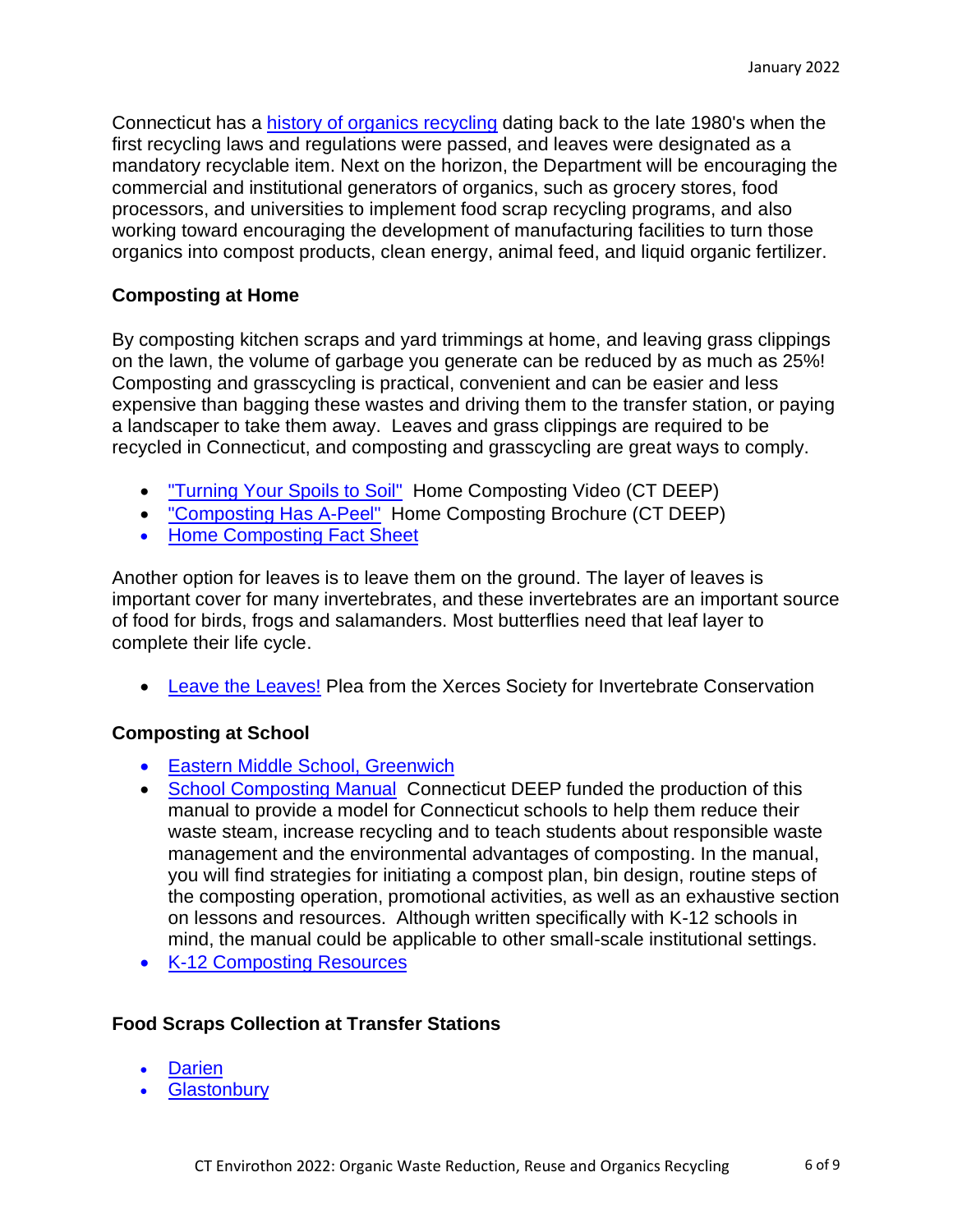Connecticut has a history of organics recycling dating back to the late 1980's when the first recycling laws and regulations were passed, and leaves were designated as a mandatory recyclable item. Next on the horizon, the Department will be encouraging the commercial and institutional generators of organics, such as grocery stores, food processors, and universities to implement food scrap recycling programs, and also working toward encouraging the development of manufacturing facilities to turn those organics into compost products, clean energy, animal feed, and liquid organic fertilizer.

### Composting at Home

By composting kitchen scraps and yard trimmings at home, and leaving grass clippings on the lawn, the volume of garbage you generate can be reduced by as much as 25%! Composting and grasscycling is practical, convenient and can be easier and less expensive than bagging these wastes and driving them to the transfer station, or paying a landscaper to take them away. Leaves and grass clippings are required to be recycled in Connecticut, and composting and grasscycling are great ways to comply.

- "Turning Your Spoils to Soil" Home Composting Video (CT DEEP)
- "Composting Has A-Peel" Home Composting Brochure (CT DEEP)
- Home Composting Fact Sheet

Another option for leaves is to leave them on the ground. The layer of leaves is important cover for many invertebrates, and these invertebrates are an important source of food for birds, frogs and salamanders. Most butterflies need that leaf layer to complete their life cycle.

- Leave the Leaves! Plea from the Xerces Society for Invertebrate Conservation

### Composting at School

- Eastern Middle School, Greenwich
- School Composting Manual Connecticut DEEP funded the production of this manual to provide a model for Connecticut schools to help them reduce their waste steam, increase recycling and to teach students about responsible waste management and the environmental advantages of composting. In the manual, you will find strategies for initiating a compost plan, bin design, routine steps of the composting operation, promotional activities, as well as an exhaustive section on lessons and resources. Although written specifically with K-12 schools in mind, the manual could be applicable to other small-scale institutional settings.
- K-12 Composting Resources

### Food Scraps Collection at Transfer Stations

- Darien
- Glastonbury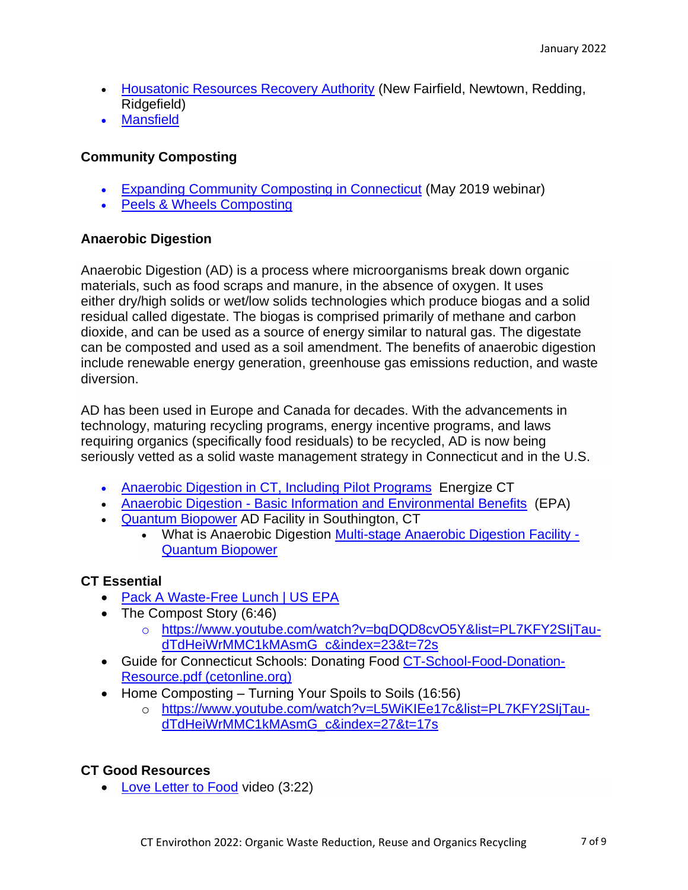- Housatonic Resources Recovery Authority (New Fairfield, Newtown, Redding, Ridgefield)
- Mansfield

**Community Composting**

- Expanding Community Composting in Connecticut (May 2019 webinar)
- Peels & Wheels Composting

**Anaerobic Digestion**

Anaerobic Digestion (AD) is a process where microorganisms break down organic materials, such as food scraps and manure, in the absence of oxygen. It uses either dry/high solids or wet/low solids technologies which produce biogas and a solid residual called digestate. The biogas is comprised primarily of methane and carbon dioxide, and can be used as a source of energy similar to natural gas. The digestate can be composted and used as a soil amendment. The benefits of anaerobic digestion include renewable energy generation, greenhouse gas emissions reduction, and waste diversion.

AD has been used in Europe and Canada for decades. With the advancements in technology, maturing recycling programs, energy incentive programs, and laws requiring organics (specifically food residuals) to be recycled, AD is now being seriously vetted as a solid waste management strategy in Connecticut and in the U.S.

- Anaerobic Digestion in CT, Including Pilot Programs Energize CT
- Anaerobic Digestion - Basic Information and Environmental Benefits (EPA)
- Quantum Biopower AD Facility in Southington, CT
  - What is Anaerobic Digestion Multi-stage Anaerobic Digestion Facility - Quantum Biopower

**CT Essential**

- Pack A Waste-Free Lunch | US EPA
- The Compost Story (6:46)
  - https://www.youtube.com/watch?v=bqDQD8cvO5Y&list=PL7KFY2SIjTau-dTdHeiWrMMC1kMAsmG_c&index=23&t=72s
- Guide for Connecticut Schools: Donating Food CT-School-Food-Donation-Resource.pdf (cetonline.org)
- Home Composting – Turning Your Spoils to Soils (16:56)
  - https://www.youtube.com/watch?v=L5WiKIEe17c&list=PL7KFY2SIjTau-dTdHeiWrMMC1kMAsmG_c&index=27&t=17s

**CT Good Resources**

- Love Letter to Food video (3:22)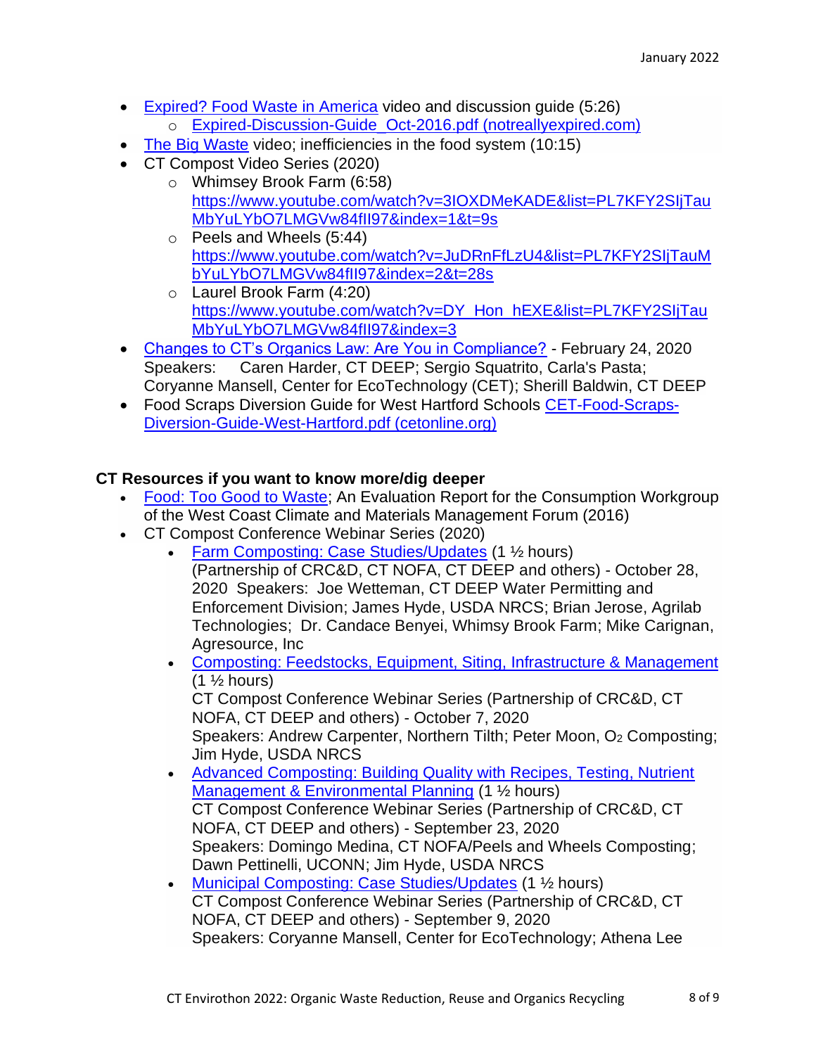- [Expired? Food Waste in America]() video and discussion guide (5:26)
  - [Expired-Discussion-Guide_Oct-2016.pdf (notreallyexpired.com)]()
- [The Big Waste]() video; inefficiencies in the food system (10:15)
- CT Compost Video Series (2020)
  - Whimsey Brook Farm (6:58) [https://www.youtube.com/watch?v=3IOXDMeKADE&list=PL7KFY2SIjTauMbYuLYbO7LMGVw84fII97&index=1&t=9s](https://www.youtube.com/watch?v=3IOXDMeKADE&list=PL7KFY2SIjTauMbYuLYbO7LMGVw84fII97&index=1&t=9s)
  - Peels and Wheels (5:44) [https://www.youtube.com/watch?v=JuDRnFfLzU4&list=PL7KFY2SIjTauMbYuLYbO7LMGVw84fII97&index=2&t=28s](https://www.youtube.com/watch?v=JuDRnFfLzU4&list=PL7KFY2SIjTauMbYuLYbO7LMGVw84fII97&index=2&t=28s)
  - Laurel Brook Farm (4:20) [https://www.youtube.com/watch?v=DY_Hon_hEXE&list=PL7KFY2SIjTauMbYuLYbO7LMGVw84fII97&index=3](https://www.youtube.com/watch?v=DY_Hon_hEXE&list=PL7KFY2SIjTauMbYuLYbO7LMGVw84fII97&index=3)
- [Changes to CT's Organics Law: Are You in Compliance?]() - February 24, 2020 Speakers: Caren Harder, CT DEEP; Sergio Squatrito, Carla's Pasta; Coryanne Mansell, Center for EcoTechnology (CET); Sherill Baldwin, CT DEEP
- Food Scraps Diversion Guide for West Hartford Schools [CET-Food-Scraps-Diversion-Guide-West-Hartford.pdf (cetonline.org)]()

### CT Resources if you want to know more/dig deeper

- [Food: Too Good to Waste](); An Evaluation Report for the Consumption Workgroup of the West Coast Climate and Materials Management Forum (2016)
- CT Compost Conference Webinar Series (2020)
  - [Farm Composting: Case Studies/Updates]() (1 ½ hours) (Partnership of CRC&D, CT NOFA, CT DEEP and others) - October 28, 2020 Speakers: Joe Wetteman, CT DEEP Water Permitting and Enforcement Division; James Hyde, USDA NRCS; Brian Jerose, Agrilab Technologies; Dr. Candace Benyei, Whimsy Brook Farm; Mike Carignan, Agresource, Inc
  - [Composting: Feedstocks, Equipment, Siting, Infrastructure & Management]() (1 ½ hours) CT Compost Conference Webinar Series (Partnership of CRC&D, CT NOFA, CT DEEP and others) - October 7, 2020 Speakers: Andrew Carpenter, Northern Tilth; Peter Moon, $O_2$ Composting; Jim Hyde, USDA NRCS
  - [Advanced Composting: Building Quality with Recipes, Testing, Nutrient Management & Environmental Planning]() (1 ½ hours) CT Compost Conference Webinar Series (Partnership of CRC&D, CT NOFA, CT DEEP and others) - September 23, 2020 Speakers: Domingo Medina, CT NOFA/Peels and Wheels Composting; Dawn Pettinelli, UCONN; Jim Hyde, USDA NRCS
  - [Municipal Composting: Case Studies/Updates]() (1 ½ hours) CT Compost Conference Webinar Series (Partnership of CRC&D, CT NOFA, CT DEEP and others) - September 9, 2020 Speakers: Coryanne Mansell, Center for EcoTechnology; Athena Lee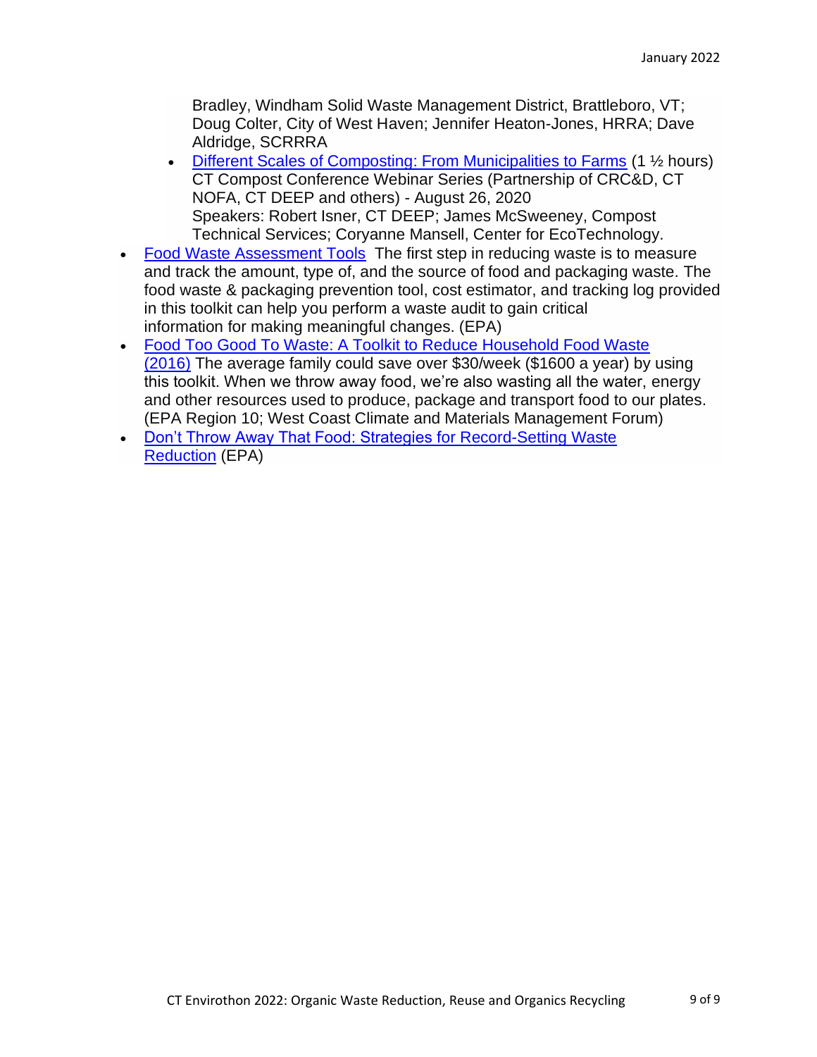Bradley, Windham Solid Waste Management District, Brattleboro, VT; Doug Colter, City of West Haven; Jennifer Heaton-Jones, HRRA; Dave Aldridge, SCRRRA

  - Different Scales of Composting: From Municipalities to Farms (1 ½ hours) CT Compost Conference Webinar Series (Partnership of CRC&D, CT NOFA, CT DEEP and others) - August 26, 2020
    Speakers: Robert Isner, CT DEEP; James McSweeney, Compost Technical Services; Coryanne Mansell, Center for EcoTechnology.

- Food Waste Assessment Tools The first step in reducing waste is to measure and track the amount, type of, and the source of food and packaging waste. The food waste & packaging prevention tool, cost estimator, and tracking log provided in this toolkit can help you perform a waste audit to gain critical information for making meaningful changes. (EPA)
- Food Too Good To Waste: A Toolkit to Reduce Household Food Waste (2016) The average family could save over $30/week ($1600 a year) by using this toolkit. When we throw away food, we're also wasting all the water, energy and other resources used to produce, package and transport food to our plates. (EPA Region 10; West Coast Climate and Materials Management Forum)
- Don't Throw Away That Food: Strategies for Record-Setting Waste Reduction (EPA)